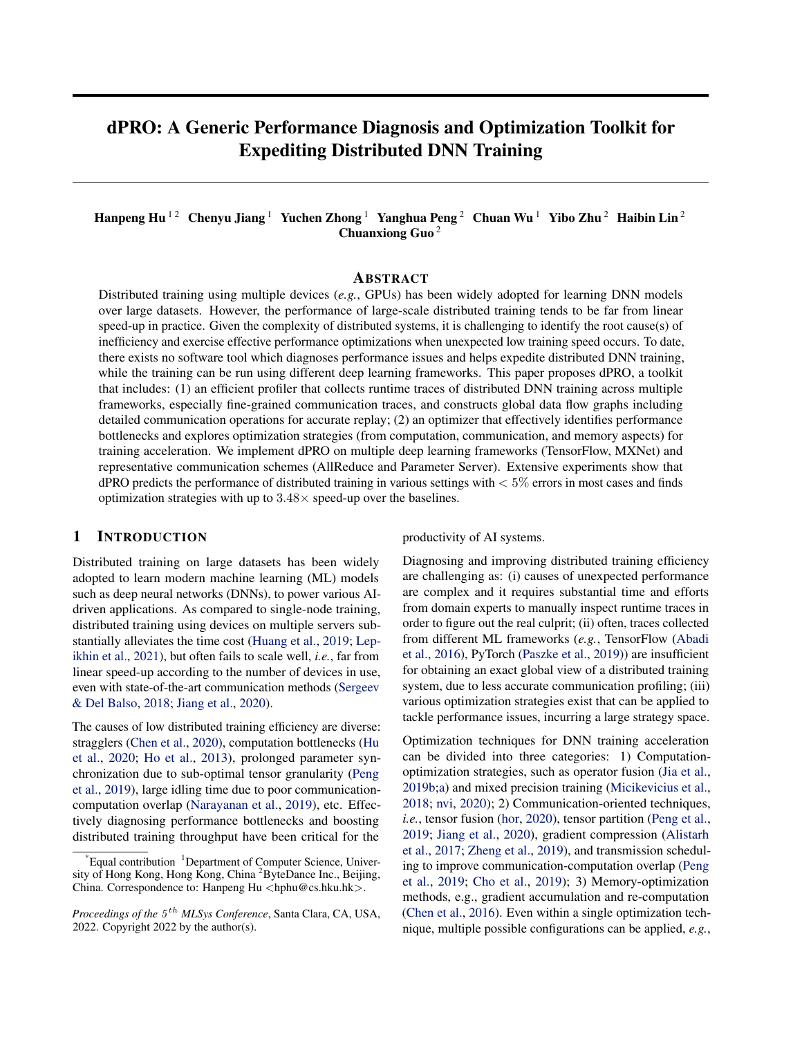# dPRO: A Generic Performance Diagnosis and Optimization Toolkit for Expediting Distributed DNN Training

**Hanpeng Hu** [1 2] **Chenyu Jiang** [1] **Yuchen Zhong** [1] **Yanghua Peng** [2] **Chuan Wu** [1] **Yibo Zhu** [2] **Haibin Lin** [2] **Chuanxiong Guo** [2]

## Abstract

Distributed training using multiple devices (*e.g.*, GPUs) has been widely adopted for learning DNN models over large datasets. However, the performance of large-scale distributed training tends to be far from linear speed-up in practice. Given the complexity of distributed systems, it is challenging to identify the root cause(s) of inefficiency and exercise effective performance optimizations when unexpected low training speed occurs. To date, there exists no software tool which diagnoses performance issues and helps expedite distributed DNN training, while the training can be run using different deep learning frameworks. This paper proposes dPRO, a toolkit that includes: (1) an efficient profiler that collects runtime traces of distributed DNN training across multiple frameworks, especially fine-grained communication traces, and constructs global data flow graphs including detailed communication operations for accurate replay; (2) an optimizer that effectively identifies performance bottlenecks and explores optimization strategies (from computation, communication, and memory aspects) for training acceleration. We implement dPRO on multiple deep learning frameworks (TensorFlow, MXNet) and representative communication schemes (AllReduce and Parameter Server). Extensive experiments show that dPRO predicts the performance of distributed training in various settings with $< 5\%$ errors in most cases and finds optimization strategies with up to $3.48\times$ speed-up over the baselines.

## 1 Introduction

Distributed training on large datasets has been widely adopted to learn modern machine learning (ML) models such as deep neural networks (DNNs), to power various AI-driven applications. As compared to single-node training, distributed training using devices on multiple servers substantially alleviates the time cost (Huang et al., 2019; Lepikhin et al., 2021), but often fails to scale well, *i.e.*, far from linear speed-up according to the number of devices in use, even with state-of-the-art communication methods (Sergeev & Del Balso, 2018; Jiang et al., 2020).

The causes of low distributed training efficiency are diverse: stragglers (Chen et al., 2020), computation bottlenecks (Hu et al., 2020; Ho et al., 2013), prolonged parameter synchronization due to sub-optimal tensor granularity (Peng et al., 2019), large idling time due to poor communication-computation overlap (Narayanan et al., 2019), etc. Effectively diagnosing performance bottlenecks and boosting distributed training throughput have been critical for the productivity of AI systems.

Diagnosing and improving distributed training efficiency are challenging as: (i) causes of unexpected performance are complex and it requires substantial time and efforts from domain experts to manually inspect runtime traces in order to figure out the real culprit; (ii) often, traces collected from different ML frameworks (*e.g.*, TensorFlow (Abadi et al., 2016), PyTorch (Paszke et al., 2019)) are insufficient for obtaining an exact global view of a distributed training system, due to less accurate communication profiling; (iii) various optimization strategies exist that can be applied to tackle performance issues, incurring a large strategy space.

Optimization techniques for DNN training acceleration can be divided into three categories: 1) Computation-optimization strategies, such as operator fusion (Jia et al., 2019b;a) and mixed precision training (Micikevicius et al., 2018; nvi, 2020); 2) Communication-oriented techniques, *i.e.*, tensor fusion (hor, 2020), tensor partition (Peng et al., 2019; Jiang et al., 2020), gradient compression (Alistarh et al., 2017; Zheng et al., 2019), and transmission scheduling to improve communication-computation overlap (Peng et al., 2019; Cho et al., 2019); 3) Memory-optimization methods, e.g., gradient accumulation and re-computation (Chen et al., 2016). Even within a single optimization technique, multiple possible configurations can be applied, *e.g.*,

[*]Equal contribution [1]Department of Computer Science, University of Hong Kong, Hong Kong, China [2]ByteDance Inc., Beijing, China. Correspondence to: Hanpeng Hu <hphu@cs.hku.hk>.

*Proceedings of the $5^{th}$ MLSys Conference*, Santa Clara, CA, USA, 2022. Copyright 2022 by the author(s).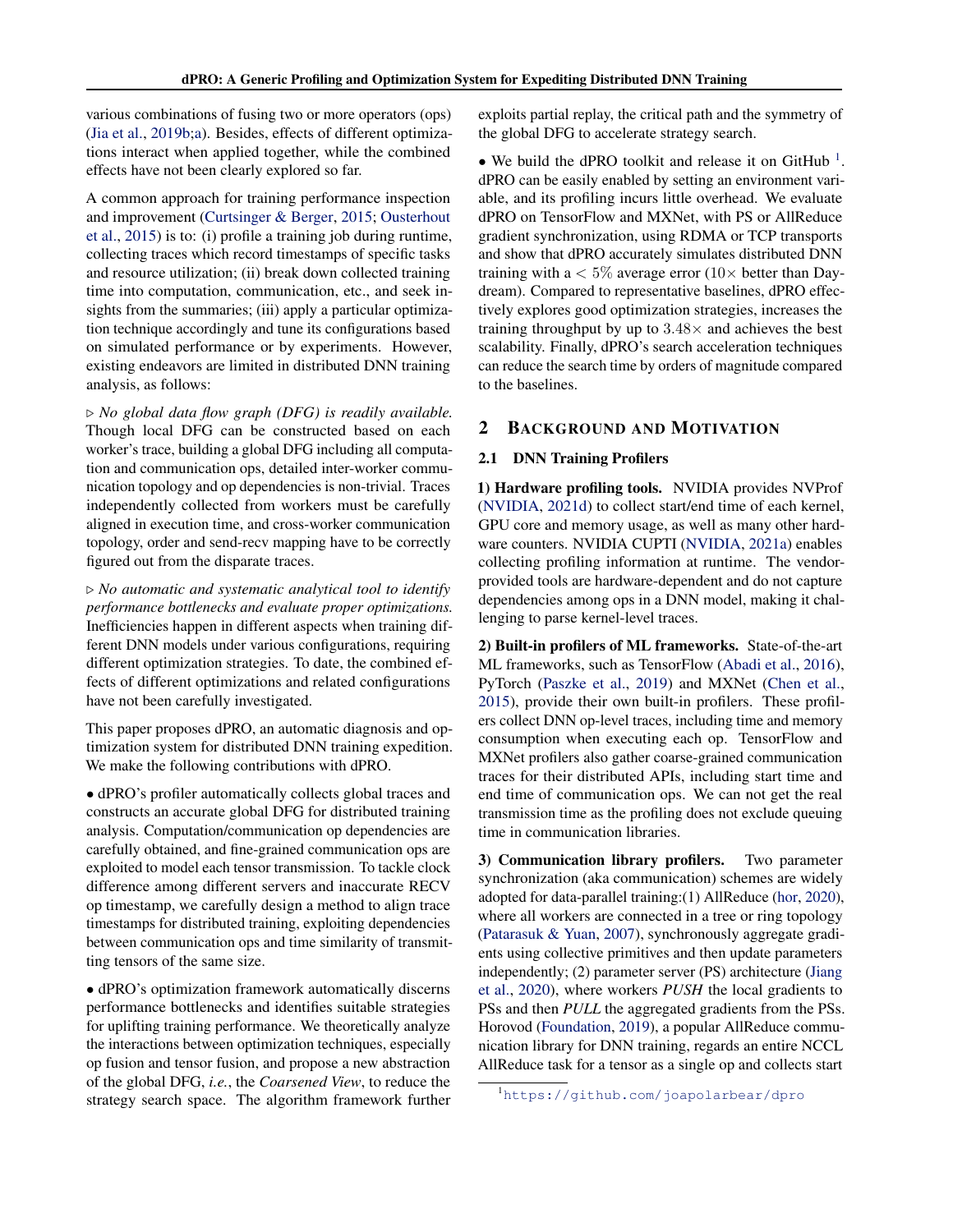various combinations of fusing two or more operators (ops) (Jia et al., 2019b;a). Besides, effects of different optimizations interact when applied together, while the combined effects have not been clearly explored so far.

A common approach for training performance inspection and improvement (Curtsinger & Berger, 2015; Ousterhout et al., 2015) is to: (i) profile a training job during runtime, collecting traces which record timestamps of specific tasks and resource utilization; (ii) break down collected training time into computation, communication, etc., and seek insights from the summaries; (iii) apply a particular optimization technique accordingly and tune its configurations based on simulated performance or by experiments. However, existing endeavors are limited in distributed DNN training analysis, as follows:

▷ *No global data flow graph (DFG) is readily available.* Though local DFG can be constructed based on each worker's trace, building a global DFG including all computation and communication ops, detailed inter-worker communication topology and op dependencies is non-trivial. Traces independently collected from workers must be carefully aligned in execution time, and cross-worker communication topology, order and send-recv mapping have to be correctly figured out from the disparate traces.

▷ *No automatic and systematic analytical tool to identify performance bottlenecks and evaluate proper optimizations.* Inefficiencies happen in different aspects when training different DNN models under various configurations, requiring different optimization strategies. To date, the combined effects of different optimizations and related configurations have not been carefully investigated.

This paper proposes dPRO, an automatic diagnosis and optimization system for distributed DNN training expedition. We make the following contributions with dPRO.

• dPRO's profiler automatically collects global traces and constructs an accurate global DFG for distributed training analysis. Computation/communication op dependencies are carefully obtained, and fine-grained communication ops are exploited to model each tensor transmission. To tackle clock difference among different servers and inaccurate RECV op timestamp, we carefully design a method to align trace timestamps for distributed training, exploiting dependencies between communication ops and time similarity of transmitting tensors of the same size.

• dPRO's optimization framework automatically discerns performance bottlenecks and identifies suitable strategies for uplifting training performance. We theoretically analyze the interactions between optimization techniques, especially op fusion and tensor fusion, and propose a new abstraction of the global DFG, *i.e.*, the *Coarsened View*, to reduce the strategy search space. The algorithm framework further exploits partial replay, the critical path and the symmetry of the global DFG to accelerate strategy search.

• We build the dPRO toolkit and release it on GitHub [1]. dPRO can be easily enabled by setting an environment variable, and its profiling incurs little overhead. We evaluate dPRO on TensorFlow and MXNet, with PS or AllReduce gradient synchronization, using RDMA or TCP transports and show that dPRO accurately simulates distributed DNN training with a $< 5\%$ average error ($10\times$ better than Daydream). Compared to representative baselines, dPRO effectively explores good optimization strategies, increases the training throughput by up to $3.48\times$ and achieves the best scalability. Finally, dPRO's search acceleration techniques can reduce the search time by orders of magnitude compared to the baselines.

## 2 Background and Motivation

### 2.1 DNN Training Profilers

**1) Hardware profiling tools.** NVIDIA provides NVProf (NVIDIA, 2021d) to collect start/end time of each kernel, GPU core and memory usage, as well as many other hardware counters. NVIDIA CUPTI (NVIDIA, 2021a) enables collecting profiling information at runtime. The vendor-provided tools are hardware-dependent and do not capture dependencies among ops in a DNN model, making it challenging to parse kernel-level traces.

**2) Built-in profilers of ML frameworks.** State-of-the-art ML frameworks, such as TensorFlow (Abadi et al., 2016), PyTorch (Paszke et al., 2019) and MXNet (Chen et al., 2015), provide their own built-in profilers. These profilers collect DNN op-level traces, including time and memory consumption when executing each op. TensorFlow and MXNet profilers also gather coarse-grained communication traces for their distributed APIs, including start time and end time of communication ops. We can not get the real transmission time as the profiling does not exclude queuing time in communication libraries.

**3) Communication library profilers.** Two parameter synchronization (aka communication) schemes are widely adopted for data-parallel training:(1) AllReduce (hor, 2020), where all workers are connected in a tree or ring topology (Patarasuk & Yuan, 2007), synchronously aggregate gradients using collective primitives and then update parameters independently; (2) parameter server (PS) architecture (Jiang et al., 2020), where workers *PUSH* the local gradients to PSs and then *PULL* the aggregated gradients from the PSs. Horovod (Foundation, 2019), a popular AllReduce communication library for DNN training, regards an entire NCCL AllReduce task for a tensor as a single op and collects start

[1] https://github.com/joapolarbear/dpro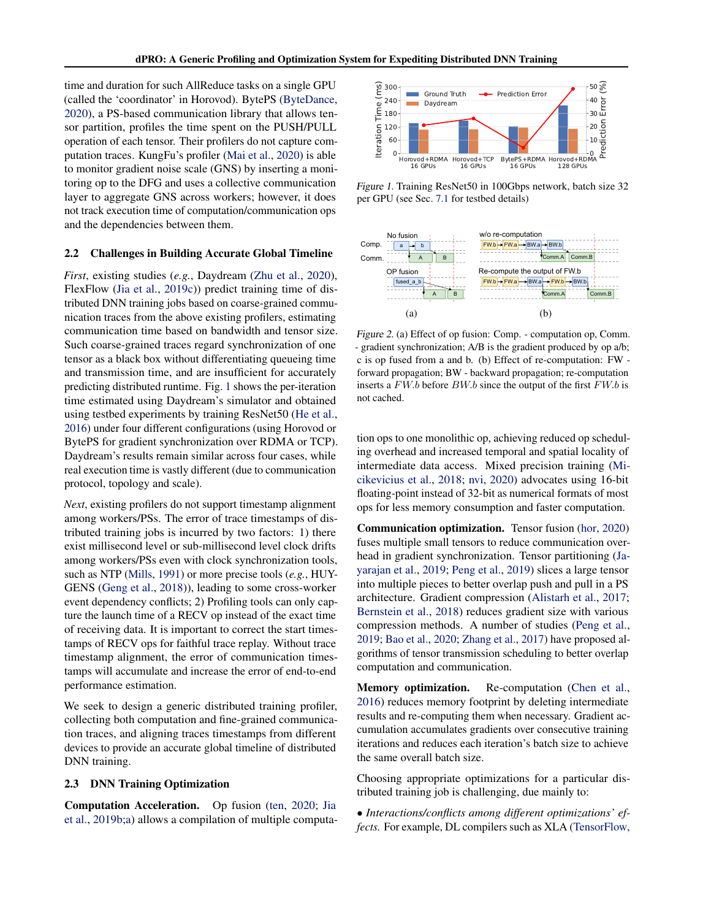time and duration for such AllReduce tasks on a single GPU (called the 'coordinator' in Horovod). BytePS (ByteDance, 2020), a PS-based communication library that allows tensor partition, profiles the time spent on the PUSH/PULL operation of each tensor. Their profilers do not capture computation traces. KungFu's profiler (Mai et al., 2020) is able to monitor gradient noise scale (GNS) by inserting a monitoring op to the DFG and uses a collective communication layer to aggregate GNS across workers; however, it does not track execution time of computation/communication ops and the dependencies between them.

## 2.2 Challenges in Building Accurate Global Timeline

*First*, existing studies (*e.g.*, Daydream (Zhu et al., 2020), FlexFlow (Jia et al., 2019c)) predict training time of distributed DNN training jobs based on coarse-grained communication traces from the above existing profilers, estimating communication time based on bandwidth and tensor size. Such coarse-grained traces regard synchronization of one tensor as a black box without differentiating queueing time and transmission time, and are insufficient for accurately predicting distributed runtime. Fig. 1 shows the per-iteration time estimated using Daydream's simulator and obtained using testbed experiments by training ResNet50 (He et al., 2016) under four different configurations (using Horovod or BytePS for gradient synchronization over RDMA or TCP). Daydream's results remain similar across four cases, while real execution time is vastly different (due to communication protocol, topology and scale).

*Next*, existing profilers do not support timestamp alignment among workers/PSs. The error of trace timestamps of distributed training jobs is incurred by two factors: 1) there exist millisecond level or sub-millisecond level clock drifts among workers/PSs even with clock synchronization tools, such as NTP (Mills, 1991) or more precise tools (*e.g.*, HUYGENS (Geng et al., 2018)), leading to some cross-worker event dependency conflicts; 2) Profiling tools can only capture the launch time of a RECV op instead of the exact time of receiving data. It is important to correct the start timestamps of RECV ops for faithful trace replay. Without trace timestamp alignment, the error of communication timestamps will accumulate and increase the error of end-to-end performance estimation.

We seek to design a generic distributed training profiler, collecting both computation and fine-grained communication traces, and aligning traces timestamps from different devices to provide an accurate global timeline of distributed DNN training.

## 2.3 DNN Training Optimization

**Computation Acceleration.** Op fusion (ten, 2020; Jia et al., 2019b;a) allows a compilation of multiple computation ops to one monolithic op, achieving reduced op scheduling overhead and increased temporal and spatial locality of intermediate data access. Mixed precision training (Micikevicius et al., 2018; nvi, 2020) advocates using 16-bit floating-point instead of 32-bit as numerical formats of most ops for less memory consumption and faster computation.

*Figure 1.* Training ResNet50 in 100Gbps network, batch size 32 per GPU (see Sec. 7.1 for testbed details)

*Figure 2.* (a) Effect of op fusion: Comp. - computation op, Comm. - gradient synchronization; A/B is the gradient produced by op a/b; c is op fused from a and b. (b) Effect of re-computation: FW - forward propagation; BW - backward propagation; re-computation inserts a $FW.b$ before $BW.b$ since the output of the first $FW.b$ is not cached.

**Communication optimization.** Tensor fusion (hor, 2020) fuses multiple small tensors to reduce communication overhead in gradient synchronization. Tensor partitioning (Jayarajan et al., 2019; Peng et al., 2019) slices a large tensor into multiple pieces to better overlap push and pull in a PS architecture. Gradient compression (Alistarh et al., 2017; Bernstein et al., 2018) reduces gradient size with various compression methods. A number of studies (Peng et al., 2019; Bao et al., 2020; Zhang et al., 2017) have proposed algorithms of tensor transmission scheduling to better overlap computation and communication.

**Memory optimization.** Re-computation (Chen et al., 2016) reduces memory footprint by deleting intermediate results and re-computing them when necessary. Gradient accumulation accumulates gradients over consecutive training iterations and reduces each iteration's batch size to achieve the same overall batch size.

Choosing appropriate optimizations for a particular distributed training job is challenging, due mainly to:

• *Interactions/conflicts among different optimizations' effects.* For example, DL compilers such as XLA (TensorFlow,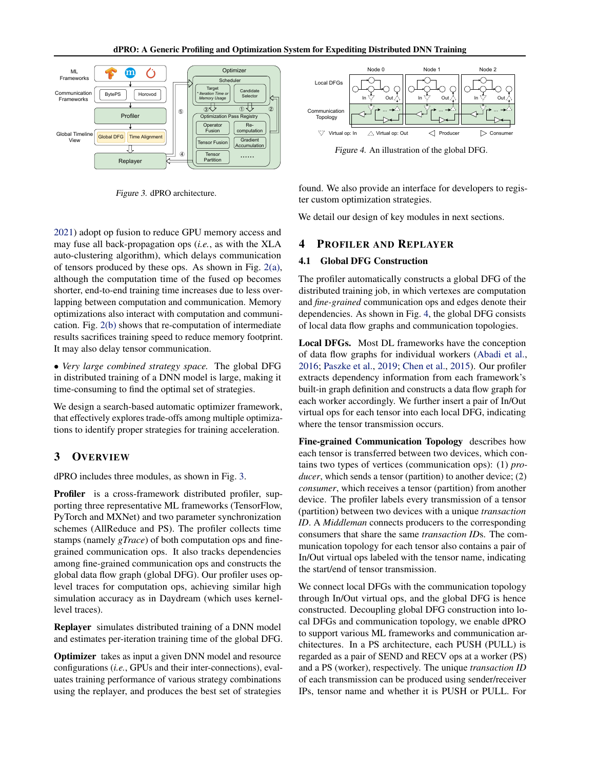Figure 3. dPRO architecture.

Figure 4. An illustration of the global DFG.

2021) adopt op fusion to reduce GPU memory access and may fuse all back-propagation ops (*i.e.*, as with the XLA auto-clustering algorithm), which delays communication of tensors produced by these ops. As shown in Fig. 2(a), although the computation time of the fused op becomes shorter, end-to-end training time increases due to less overlapping between computation and communication. Memory optimizations also interact with computation and communication. Fig. 2(b) shows that re-computation of intermediate results sacrifices training speed to reduce memory footprint. It may also delay tensor communication.

• *Very large combined strategy space.* The global DFG in distributed training of a DNN model is large, making it time-consuming to find the optimal set of strategies.

We design a search-based automatic optimizer framework, that effectively explores trade-offs among multiple optimizations to identify proper strategies for training acceleration.

## 3 Overview

dPRO includes three modules, as shown in Fig. 3.

**Profiler** is a cross-framework distributed profiler, supporting three representative ML frameworks (TensorFlow, PyTorch and MXNet) and two parameter synchronization schemes (AllReduce and PS). The profiler collects time stamps (namely *gTrace*) of both computation ops and fine-grained communication ops. It also tracks dependencies among fine-grained communication ops and constructs the global data flow graph (global DFG). Our profiler uses op-level traces for computation ops, achieving similar high simulation accuracy as in Daydream (which uses kernel-level traces).

**Replayer** simulates distributed training of a DNN model and estimates per-iteration training time of the global DFG.

**Optimizer** takes as input a given DNN model and resource configurations (*i.e.*, GPUs and their inter-connections), evaluates training performance of various strategy combinations using the replayer, and produces the best set of strategies found. We also provide an interface for developers to register custom optimization strategies.

We detail our design of key modules in next sections.

## 4 Profiler and Replayer

### 4.1 Global DFG Construction

The profiler automatically constructs a global DFG of the distributed training job, in which vertexes are computation and *fine-grained* communication ops and edges denote their dependencies. As shown in Fig. 4, the global DFG consists of local data flow graphs and communication topologies.

**Local DFGs.** Most DL frameworks have the conception of data flow graphs for individual workers (Abadi et al., 2016; Paszke et al., 2019; Chen et al., 2015). Our profiler extracts dependency information from each framework's built-in graph definition and constructs a data flow graph for each worker accordingly. We further insert a pair of In/Out virtual ops for each tensor into each local DFG, indicating where the tensor transmission occurs.

**Fine-grained Communication Topology** describes how each tensor is transferred between two devices, which contains two types of vertices (communication ops): (1) *producer*, which sends a tensor (partition) to another device; (2) *consumer*, which receives a tensor (partition) from another device. The profiler labels every transmission of a tensor (partition) between two devices with a unique *transaction ID*. A *Middleman* connects producers to the corresponding consumers that share the same *transaction IDs*. The communication topology for each tensor also contains a pair of In/Out virtual ops labeled with the tensor name, indicating the start/end of tensor transmission.

We connect local DFGs with the communication topology through In/Out virtual ops, and the global DFG is hence constructed. Decoupling global DFG construction into local DFGs and communication topology, we enable dPRO to support various ML frameworks and communication architectures. In a PS architecture, each PUSH (PULL) is regarded as a pair of SEND and RECV ops at a worker (PS) and a PS (worker), respectively. The unique *transaction ID* of each transmission can be produced using sender/receiver IPs, tensor name and whether it is PUSH or PULL. For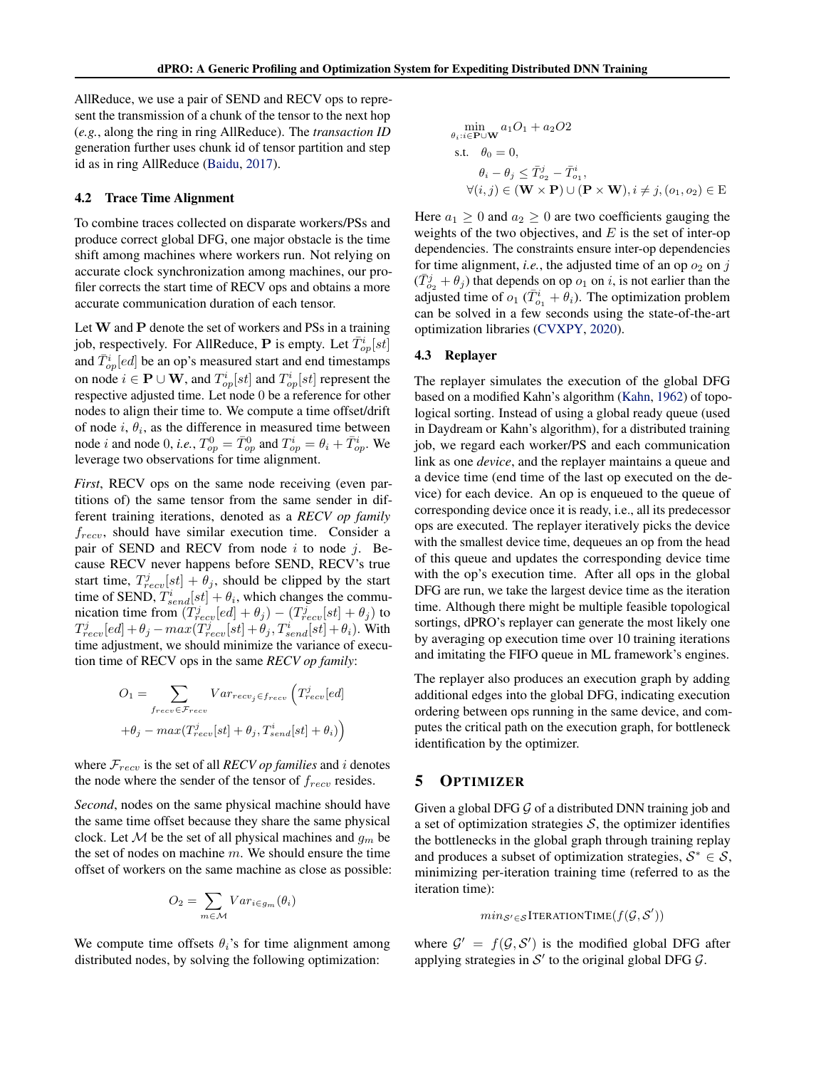AllReduce, we use a pair of SEND and RECV ops to represent the transmission of a chunk of the tensor to the next hop (*e.g.*, along the ring in ring AllReduce). The *transaction ID* generation further uses chunk id of tensor partition and step id as in ring AllReduce (Baidu, 2017).

### 4.2 Trace Time Alignment

To combine traces collected on disparate workers/PSs and produce correct global DFG, one major obstacle is the time shift among machines where workers run. Not relying on accurate clock synchronization among machines, our profiler corrects the start time of RECV ops and obtains a more accurate communication duration of each tensor.

Let $\mathbf{W}$ and $\mathbf{P}$ denote the set of workers and PSs in a training job, respectively. For AllReduce, $\mathbf{P}$ is empty. Let $\bar{T}^i_{op}[st]$ and $\bar{T}^i_{op}[ed]$ be an op's measured start and end timestamps on node $i \in \mathbf{P} \cup \mathbf{W}$, and $T^i_{op}[st]$ and $T^i_{op}[st]$ represent the respective adjusted time. Let node 0 be a reference for other nodes to align their time to. We compute a time offset/drift of node $i$, $\theta_i$, as the difference in measured time between node $i$ and node 0, *i.e.*, $T^0_{op} = \bar{T}^0_{op}$ and $T^i_{op} = \theta_i + \bar{T}^i_{op}$. We leverage two observations for time alignment.

*First*, RECV ops on the same node receiving (even partitions of) the same tensor from the same sender in different training iterations, denoted as a ***RECV op family*** $f_{recv}$, should have similar execution time. Consider a pair of SEND and RECV from node $i$ to node $j$. Because RECV never happens before SEND, RECV's true start time, $T^j_{recv}[st] + \theta_j$, should be clipped by the start time of SEND, $T^i_{send}[st] + \theta_i$, which changes the communication time from $(T^j_{recv}[ed] + \theta_j) - (T^j_{recv}[st] + \theta_j)$ to $T^j_{recv}[ed] + \theta_j - max(T^j_{recv}[st] + \theta_j, T^i_{send}[st] + \theta_i)$. With time adjustment, we should minimize the variance of execution time of RECV ops in the same ***RECV op family***:

$$
\begin{aligned}
O_1 = \sum_{f_{recv} \in \mathcal{F}_{recv}} & Var_{recv_j \in f_{recv}} \Big( T^j_{recv}[ed] \\
& + \theta_j - max(T^j_{recv}[st] + \theta_j, T^i_{send}[st] + \theta_i) \Big)
\end{aligned}
$$

where $\mathcal{F}_{recv}$ is the set of all ***RECV op families*** and $i$ denotes the node where the sender of the tensor of $f_{recv}$ resides.

*Second*, nodes on the same physical machine should have the same time offset because they share the same physical clock. Let $\mathcal{M}$ be the set of all physical machines and $g_m$ be the set of nodes on machine $m$. We should ensure the time offset of workers on the same machine as close as possible:

$$
O_2 = \sum_{m \in \mathcal{M}} Var_{i \in g_m}(\theta_i)
$$

We compute time offsets $\theta_i$'s for time alignment among distributed nodes, by solving the following optimization:

$$
\begin{aligned}
\min_{\theta_i : i \in \mathbf{P} \cup \mathbf{W}} \quad & a_1 O_1 + a_2 O2 \\
\text{s.t.} \quad & \theta_0 = 0, \\
& \theta_i - \theta_j \leq \bar{T}^j_{o_2} - \bar{T}^i_{o_1}, \\
& \forall (i, j) \in (\mathbf{W} \times \mathbf{P}) \cup (\mathbf{P} \times \mathbf{W}), i \neq j, (o_1, o_2) \in \mathrm{E}
\end{aligned}
$$

Here $a_1 \geq 0$ and $a_2 \geq 0$ are two coefficients gauging the weights of the two objectives, and $E$ is the set of inter-op dependencies. The constraints ensure inter-op dependencies for time alignment, *i.e.*, the adjusted time of an op $o_2$ on $j$ $(\bar{T}^j_{o_2} + \theta_j)$ that depends on op $o_1$ on $i$, is not earlier than the adjusted time of $o_1$ $(\bar{T}^i_{o_1} + \theta_i)$. The optimization problem can be solved in a few seconds using the state-of-the-art optimization libraries (CVXPY, 2020).

### 4.3 Replayer

The replayer simulates the execution of the global DFG based on a modified Kahn's algorithm (Kahn, 1962) of topological sorting. Instead of using a global ready queue (used in Daydream or Kahn's algorithm), for a distributed training job, we regard each worker/PS and each communication link as one *device*, and the replayer maintains a queue and a device time (end time of the last op executed on the device) for each device. An op is enqueued to the queue of corresponding device once it is ready, i.e., all its predecessor ops are executed. The replayer iteratively picks the device with the smallest device time, dequeues an op from the head of this queue and updates the corresponding device time with the op's execution time. After all ops in the global DFG are run, we take the largest device time as the iteration time. Although there might be multiple feasible topological sortings, dPRO's replayer can generate the most likely one by averaging op execution time over 10 training iterations and imitating the FIFO queue in ML framework's engines.

The replayer also produces an execution graph by adding additional edges into the global DFG, indicating execution ordering between ops running in the same device, and computes the critical path on the execution graph, for bottleneck identification by the optimizer.

## 5 OPTIMIZER

Given a global DFG $\mathcal{G}$ of a distributed DNN training job and a set of optimization strategies $\mathcal{S}$, the optimizer identifies the bottlenecks in the global graph through training replay and produces a subset of optimization strategies, $\mathcal{S}^* \in \mathcal{S}$, minimizing per-iteration training time (referred to as the iteration time):

$$
min_{\mathcal{S}' \in \mathcal{S}} \text{ITERATIONTIME}(f(\mathcal{G}, \mathcal{S}'))
$$

where $\mathcal{G}' = f(\mathcal{G}, \mathcal{S}')$ is the modified global DFG after applying strategies in $\mathcal{S}'$ to the original global DFG $\mathcal{G}$.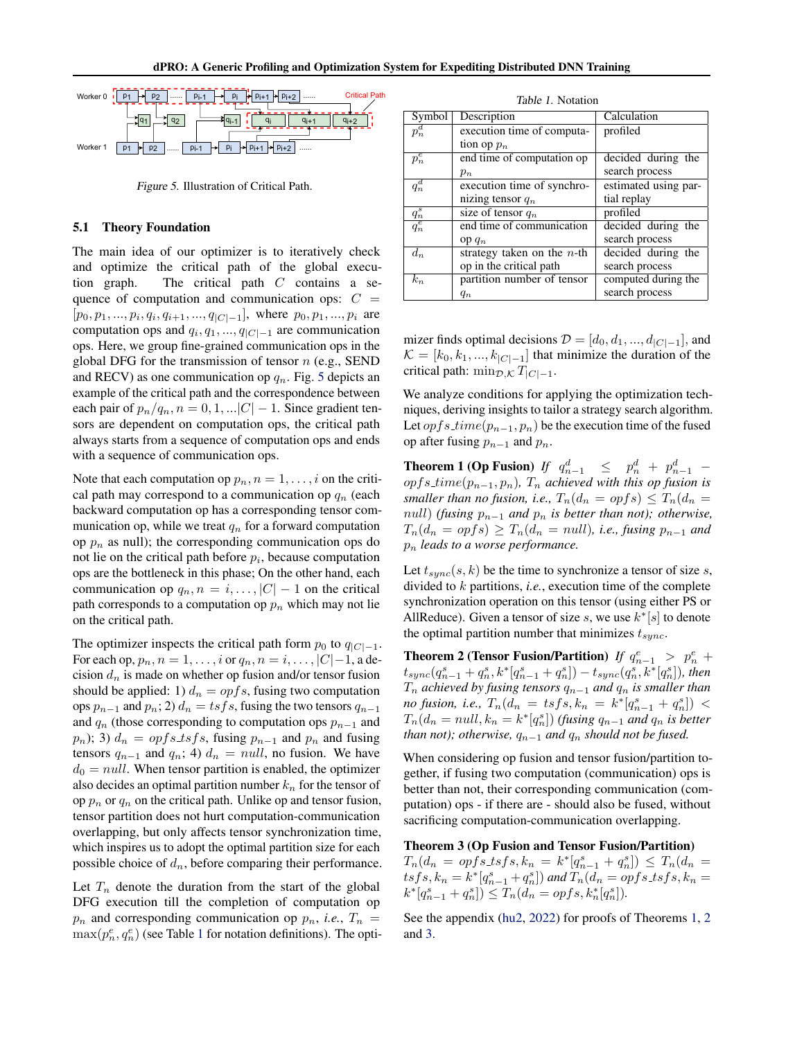Figure 5. Illustration of Critical Path.

### 5.1 Theory Foundation

The main idea of our optimizer is to iteratively check and optimize the critical path of the global execution graph. The critical path $C$ contains a sequence of computation and communication ops: $C = [p_0, p_1, ..., p_i, q_i, q_{i+1}, ..., q_{|C|-1}]$, where $p_0, p_1, ..., p_i$ are computation ops and $q_i, q_1, ..., q_{|C|-1}$ are communication ops. Here, we group fine-grained communication ops in the global DFG for the transmission of tensor $n$ (e.g., SEND and RECV) as one communication op $q_n$. Fig. 5 depicts an example of the critical path and the correspondence between each pair of $p_n/q_n, n = 0, 1, ...|C| - 1$. Since gradient tensors are dependent on computation ops, the critical path always starts from a sequence of computation ops and ends with a sequence of communication ops.

Note that each computation op $p_n, n = 1, \ldots, i$ on the critical path may correspond to a communication op $q_n$ (each backward computation op has a corresponding tensor communication op, while we treat $q_n$ for a forward computation op $p_n$ as null); the corresponding communication ops do not lie on the critical path before $p_i$, because computation ops are the bottleneck in this phase; On the other hand, each communication op $q_n, n = i, \ldots, |C| - 1$ on the critical path corresponds to a computation op $p_n$ which may not lie on the critical path.

The optimizer inspects the critical path form $p_0$ to $q_{|C|-1}$. For each op, $p_n, n = 1, \ldots, i$ or $q_n, n = i, \ldots, |C|-1$, a decision $d_n$ is made on whether op fusion and/or tensor fusion should be applied: 1) $d_n = opfs$, fusing two computation ops $p_{n-1}$ and $p_n$; 2) $d_n = tsfs$, fusing the two tensors $q_{n-1}$ and $q_n$ (those corresponding to computation ops $p_{n-1}$ and $p_n$); 3) $d_n = opfs\_tsfs$, fusing $p_{n-1}$ and $p_n$ and fusing tensors $q_{n-1}$ and $q_n$; 4) $d_n = null$, no fusion. We have $d_0 = null$. When tensor partition is enabled, the optimizer also decides an optimal partition number $k_n$ for the tensor of op $p_n$ or $q_n$ on the critical path. Unlike op and tensor fusion, tensor partition does not hurt computation-communication overlapping, but only affects tensor synchronization time, which inspires us to adopt the optimal partition size for each possible choice of $d_n$, before comparing their performance.

Let $T_n$ denote the duration from the start of the global DFG execution till the completion of computation op $p_n$ and corresponding communication op $p_n$, *i.e.*, $T_n = \max(p_n^e, q_n^e)$ (see Table 1 for notation definitions). The optimizer finds optimal decisions $\mathcal{D} = [d_0, d_1, ..., d_{|C|-1}]$, and $\mathcal{K} = [k_0, k_1, ..., k_{|C|-1}]$ that minimize the duration of the critical path: $\min_{\mathcal{D},\mathcal{K}} T_{|C|-1}$.

Table 1. Notation

| Symbol | Description | Calculation |
|---|---|---|
| $p_n^d$ | execution time of computation op $p_n$ | profiled |
| $p_n^e$ | end time of computation op $p_n$ | decided during the search process |
| $q_n^d$ | execution time of synchronizing tensor $q_n$ | estimated using partial replay |
| $q_n^s$ | size of tensor $q_n$ | profiled |
| $q_n^e$ | end time of communication op $q_n$ | decided during the search process |
| $d_n$ | strategy taken on the $n$-th op in the critical path | decided during the search process |
| $k_n$ | partition number of tensor $q_n$ | computed during the search process |

We analyze conditions for applying the optimization techniques, deriving insights to tailor a strategy search algorithm. Let $opfs\_time(p_{n-1}, p_n)$ be the execution time of the fused op after fusing $p_{n-1}$ and $p_n$.

**Theorem 1 (Op Fusion)** *If $q_{n-1}^d \leq p_n^d + p_{n-1}^d - opfs\_time(p_{n-1}, p_n)$, $T_n$ achieved with this op fusion is smaller than no fusion, i.e., $T_n(d_n = opfs) \leq T_n(d_n = null)$ (fusing $p_{n-1}$ and $p_n$ is better than not); otherwise, $T_n(d_n = opfs) \geq T_n(d_n = null)$, i.e., fusing $p_{n-1}$ and $p_n$ leads to a worse performance.*

Let $t_{sync}(s, k)$ be the time to synchronize a tensor of size $s$, divided to $k$ partitions, *i.e.*, execution time of the complete synchronization operation on this tensor (using either PS or AllReduce). Given a tensor of size $s$, we use $k^*[s]$ to denote the optimal partition number that minimizes $t_{sync}$.

**Theorem 2 (Tensor Fusion/Partition)** *If $q_{n-1}^e > p_n^e + t_{sync}(q_{n-1}^s + q_n^s, k^*[q_{n-1}^s + q_n^s]) - t_{sync}(q_n^s, k^*[q_n^s])$, then $T_n$ achieved by fusing tensors $q_{n-1}$ and $q_n$ is smaller than no fusion, i.e., $T_n(d_n = tsfs, k_n = k^*[q_{n-1}^s + q_n^s]) < T_n(d_n = null, k_n = k^*[q_n^s])$ (fusing $q_{n-1}$ and $q_n$ is better than not); otherwise, $q_{n-1}$ and $q_n$ should not be fused.*

When considering op fusion and tensor fusion/partition together, if fusing two computation (communication) ops is better than not, their corresponding communication (computation) ops - if there are - should also be fused, without sacrificing computation-communication overlapping.

**Theorem 3 (Op Fusion and Tensor Fusion/Partition)** *$T_n(d_n = opfs\_tsfs, k_n = k^*[q_{n-1}^s + q_n^s]) \leq T_n(d_n = tsfs, k_n = k^*[q_{n-1}^s + q_n^s])$ and $T_n(d_n = opfs\_tsfs, k_n = k^*[q_{n-1}^s + q_n^s]) \leq T_n(d_n = opfs, k_n^*[q_n^s])$.*

See the appendix (hu2, 2022) for proofs of Theorems 1, 2 and 3.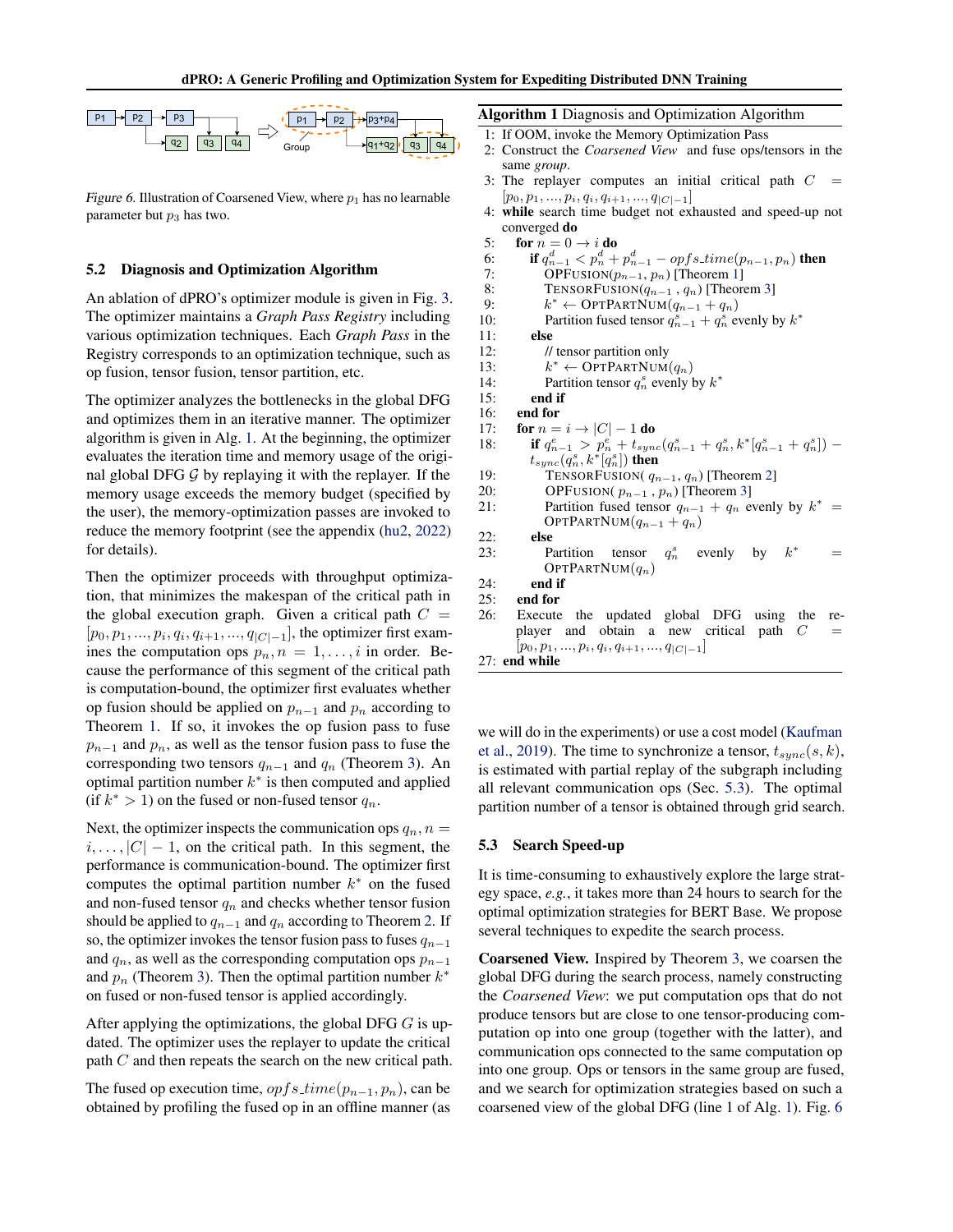Figure 6. Illustration of Coarsened View, where $p_1$ has no learnable parameter but $p_3$ has two.

### 5.2 Diagnosis and Optimization Algorithm

An ablation of dPRO's optimizer module is given in Fig. 3. The optimizer maintains a *Graph Pass Registry* including various optimization techniques. Each *Graph Pass* in the Registry corresponds to an optimization technique, such as op fusion, tensor fusion, tensor partition, etc.

The optimizer analyzes the bottlenecks in the global DFG and optimizes them in an iterative manner. The optimizer algorithm is given in Alg. 1. At the beginning, the optimizer evaluates the iteration time and memory usage of the original global DFG $\mathcal{G}$ by replaying it with the replayer. If the memory usage exceeds the memory budget (specified by the user), the memory-optimization passes are invoked to reduce the memory footprint (see the appendix (hu2, 2022) for details).

Then the optimizer proceeds with throughput optimization, that minimizes the makespan of the critical path in the global execution graph. Given a critical path $C = [p_0, p_1, ..., p_i, q_i, q_{i+1}, ..., q_{|C|-1}]$, the optimizer first examines the computation ops $p_n, n = 1, \ldots, i$ in order. Because the performance of this segment of the critical path is computation-bound, the optimizer first evaluates whether op fusion should be applied on $p_{n-1}$ and $p_n$ according to Theorem 1. If so, it invokes the op fusion pass to fuse $p_{n-1}$ and $p_n$, as well as the tensor fusion pass to fuse the corresponding two tensors $q_{n-1}$ and $q_n$ (Theorem 3). An optimal partition number $k^*$ is then computed and applied (if $k^* > 1$) on the fused or non-fused tensor $q_n$.

Next, the optimizer inspects the communication ops $q_n, n = i, \ldots, |C| - 1$, on the critical path. In this segment, the performance is communication-bound. The optimizer first computes the optimal partition number $k^*$ on the fused and non-fused tensor $q_n$ and checks whether tensor fusion should be applied to $q_{n-1}$ and $q_n$ according to Theorem 2. If so, the optimizer invokes the tensor fusion pass to fuses $q_{n-1}$ and $q_n$, as well as the corresponding computation ops $p_{n-1}$ and $p_n$ (Theorem 3). Then the optimal partition number $k^*$ on fused or non-fused tensor is applied accordingly.

After applying the optimizations, the global DFG $G$ is updated. The optimizer uses the replayer to update the critical path $C$ and then repeats the search on the new critical path.

The fused op execution time, $opfs\_time(p_{n-1}, p_n)$, can be obtained by profiling the fused op in an offline manner (as we will do in the experiments) or use a cost model (Kaufman et al., 2019). The time to synchronize a tensor, $t_{sync}(s, k)$, is estimated with partial replay of the subgraph including all relevant communication ops (Sec. 5.3). The optimal partition number of a tensor is obtained through grid search.

**Algorithm 1** Diagnosis and Optimization Algorithm

```
1: If OOM, invoke the Memory Optimization Pass
2: Construct the Coarsened View and fuse ops/tensors in the same group.
3: The replayer computes an initial critical path C = [p_0, p_1, ..., p_i, q_i, q_{i+1}, ..., q_{|C|-1}]
4: while search time budget not exhausted and speed-up not converged do
5:   for n = 0 → i do
6:     if q^d_{n-1} < p^d_n + p^d_{n-1} − opfs_time(p_{n-1}, p_n) then
7:       OPFUSION(p_{n-1}, p_n) [Theorem 1]
8:       TENSORFUSION(q_{n-1}, q_n) [Theorem 3]
9:       k* ← OPTPARTNUM(q_{n-1} + q_n)
10:      Partition fused tensor q^s_{n-1} + q^s_n evenly by k*
11:    else
12:      // tensor partition only
13:      k* ← OPTPARTNUM(q_n)
14:      Partition tensor q^s_n evenly by k*
15:    end if
16:  end for
17:  for n = i → |C| − 1 do
18:    if q^e_{n-1} > p^e_n + t_sync(q^s_{n-1} + q^s_n, k*[q^s_{n-1} + q^s_n]) − t_sync(q^s_n, k*[q^s_n]) then
19:      TENSORFUSION(q_{n-1}, q_n) [Theorem 2]
20:      OPFUSION(p_{n-1}, p_n) [Theorem 3]
21:      Partition fused tensor q_{n-1} + q_n evenly by k* = OPTPARTNUM(q_{n-1} + q_n)
22:    else
23:      Partition tensor q^s_n evenly by k* = OPTPARTNUM(q_n)
24:    end if
25:  end for
26:  Execute the updated global DFG using the replayer and obtain a new critical path C = [p_0, p_1, ..., p_i, q_i, q_{i+1}, ..., q_{|C|-1}]
27: end while
```

### 5.3 Search Speed-up

It is time-consuming to exhaustively explore the large strategy space, *e.g.*, it takes more than 24 hours to search for the optimal optimization strategies for BERT Base. We propose several techniques to expedite the search process.

**Coarsened View.** Inspired by Theorem 3, we coarsen the global DFG during the search process, namely constructing the *Coarsened View*: we put computation ops that do not produce tensors but are close to one tensor-producing computation op into one group (together with the latter), and communication ops connected to the same computation op into one group. Ops or tensors in the same group are fused, and we search for optimization strategies based on such a coarsened view of the global DFG (line 1 of Alg. 1). Fig. 6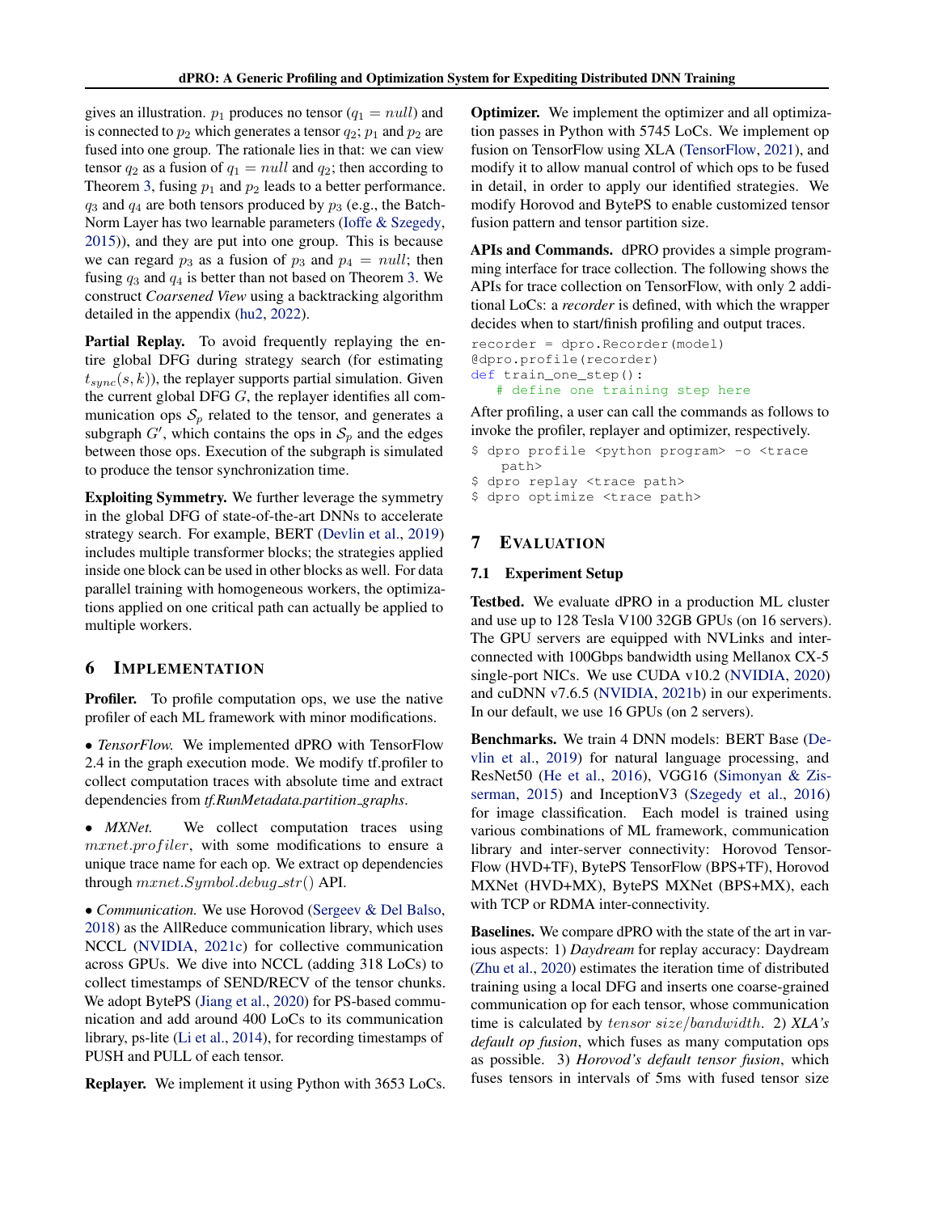gives an illustration. $p_1$ produces no tensor ($q_1 = null$) and is connected to $p_2$ which generates a tensor $q_2$; $p_1$ and $p_2$ are fused into one group. The rationale lies in that: we can view tensor $q_2$ as a fusion of $q_1 = null$ and $q_2$; then according to Theorem 3, fusing $p_1$ and $p_2$ leads to a better performance. $q_3$ and $q_4$ are both tensors produced by $p_3$ (e.g., the BatchNorm Layer has two learnable parameters (Ioffe & Szegedy, 2015)), and they are put into one group. This is because we can regard $p_3$ as a fusion of $p_3$ and $p_4 = null$; then fusing $q_3$ and $q_4$ is better than not based on Theorem 3. We construct *Coarsened View* using a backtracking algorithm detailed in the appendix (hu2, 2022).

**Partial Replay.** To avoid frequently replaying the entire global DFG during strategy search (for estimating $t_{sync}(s,k)$), the replayer supports partial simulation. Given the current global DFG $G$, the replayer identifies all communication ops $\mathcal{S}_p$ related to the tensor, and generates a subgraph $G'$, which contains the ops in $\mathcal{S}_p$ and the edges between those ops. Execution of the subgraph is simulated to produce the tensor synchronization time.

**Exploiting Symmetry.** We further leverage the symmetry in the global DFG of state-of-the-art DNNs to accelerate strategy search. For example, BERT (Devlin et al., 2019) includes multiple transformer blocks; the strategies applied inside one block can be used in other blocks as well. For data parallel training with homogeneous workers, the optimizations applied on one critical path can actually be applied to multiple workers.

## 6 Implementation

**Profiler.** To profile computation ops, we use the native profiler of each ML framework with minor modifications.

• *TensorFlow.* We implemented dPRO with TensorFlow 2.4 in the graph execution mode. We modify tf.profiler to collect computation traces with absolute time and extract dependencies from *tf.RunMetadata.partition_graphs*.

• *MXNet.* We collect computation traces using $mxnet.profiler$, with some modifications to ensure a unique trace name for each op. We extract op dependencies through $mxnet.Symbol.debug\_str()$ API.

• *Communication.* We use Horovod (Sergeev & Del Balso, 2018) as the AllReduce communication library, which uses NCCL (NVIDIA, 2021c) for collective communication across GPUs. We dive into NCCL (adding 318 LoCs) to collect timestamps of SEND/RECV of the tensor chunks. We adopt BytePS (Jiang et al., 2020) for PS-based communication and add around 400 LoCs to its communication library, ps-lite (Li et al., 2014), for recording timestamps of PUSH and PULL of each tensor.

**Replayer.** We implement it using Python with 3653 LoCs.

**Optimizer.** We implement the optimizer and all optimization passes in Python with 5745 LoCs. We implement op fusion on TensorFlow using XLA (TensorFlow, 2021), and modify it to allow manual control of which ops to be fused in detail, in order to apply our identified strategies. We modify Horovod and BytePS to enable customized tensor fusion pattern and tensor partition size.

**APIs and Commands.** dPRO provides a simple programming interface for trace collection. The following shows the APIs for trace collection on TensorFlow, with only 2 additional LoCs: a *recorder* is defined, with which the wrapper decides when to start/finish profiling and output traces.

```
recorder = dpro.Recorder(model)
@dpro.profile(recorder)
def train_one_step():
    # define one training step here
```

After profiling, a user can call the commands as follows to invoke the profiler, replayer and optimizer, respectively.

```
$ dpro profile <python program> -o <trace
    path>
$ dpro replay <trace path>
$ dpro optimize <trace path>
```

## 7 Evaluation

### 7.1 Experiment Setup

**Testbed.** We evaluate dPRO in a production ML cluster and use up to 128 Tesla V100 32GB GPUs (on 16 servers). The GPU servers are equipped with NVLinks and interconnected with 100Gbps bandwidth using Mellanox CX-5 single-port NICs. We use CUDA v10.2 (NVIDIA, 2020) and cuDNN v7.6.5 (NVIDIA, 2021b) in our experiments. In our default, we use 16 GPUs (on 2 servers).

**Benchmarks.** We train 4 DNN models: BERT Base (Devlin et al., 2019) for natural language processing, and ResNet50 (He et al., 2016), VGG16 (Simonyan & Zisserman, 2015) and InceptionV3 (Szegedy et al., 2016) for image classification. Each model is trained using various combinations of ML framework, communication library and inter-server connectivity: Horovod TensorFlow (HVD+TF), BytePS TensorFlow (BPS+TF), Horovod MXNet (HVD+MX), BytePS MXNet (BPS+MX), each with TCP or RDMA inter-connectivity.

**Baselines.** We compare dPRO with the state of the art in various aspects: 1) *Daydream* for replay accuracy: Daydream (Zhu et al., 2020) estimates the iteration time of distributed training using a local DFG and inserts one coarse-grained communication op for each tensor, whose communication time is calculated by $tensor\ size/bandwidth$. 2) *XLA's default op fusion*, which fuses as many computation ops as possible. 3) *Horovod's default tensor fusion*, which fuses tensors in intervals of 5ms with fused tensor size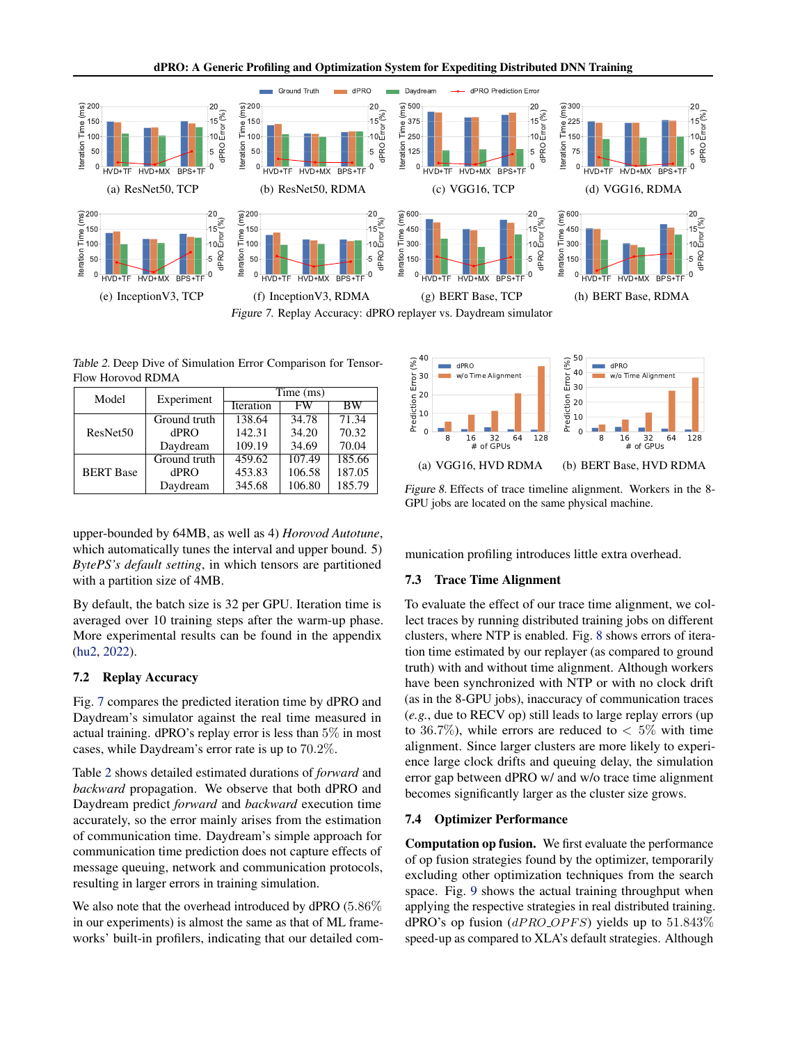Figure 7. Replay Accuracy: dPRO replayer vs. Daydream simulator

Table 2. Deep Dive of Simulation Error Comparison for TensorFlow Horovod RDMA

| Model | Experiment | Time (ms) | | |
|---|---|---|---|---|
| | | Iteration | FW | BW |
| ResNet50 | Ground truth | 138.64 | 34.78 | 71.34 |
| | dPRO | 142.31 | 34.20 | 70.32 |
| | Daydream | 109.19 | 34.69 | 70.04 |
| BERT Base | Ground truth | 459.62 | 107.49 | 185.66 |
| | dPRO | 453.83 | 106.58 | 187.05 |
| | Daydream | 345.68 | 106.80 | 185.79 |

upper-bounded by 64MB, as well as 4) *Horovod Autotune*, which automatically tunes the interval and upper bound. 5) *BytePS's default setting*, in which tensors are partitioned with a partition size of 4MB.

By default, the batch size is 32 per GPU. Iteration time is averaged over 10 training steps after the warm-up phase. More experimental results can be found in the appendix (hu2, 2022).

### 7.2 Replay Accuracy

Fig. 7 compares the predicted iteration time by dPRO and Daydream's simulator against the real time measured in actual training. dPRO's replay error is less than $5\%$ in most cases, while Daydream's error rate is up to $70.2\%$.

Table 2 shows detailed estimated durations of *forward* and *backward* propagation. We observe that both dPRO and Daydream predict *forward* and *backward* execution time accurately, so the error mainly arises from the estimation of communication time. Daydream's simple approach for communication time prediction does not capture effects of message queuing, network and communication protocols, resulting in larger errors in training simulation.

We also note that the overhead introduced by dPRO ($5.86\%$ in our experiments) is almost the same as that of ML frameworks' built-in profilers, indicating that our detailed communication profiling introduces little extra overhead.

(a) VGG16, HVD RDMA (b) BERT Base, HVD RDMA

Figure 8. Effects of trace timeline alignment. Workers in the 8-GPU jobs are located on the same physical machine.

### 7.3 Trace Time Alignment

To evaluate the effect of our trace time alignment, we collect traces by running distributed training jobs on different clusters, where NTP is enabled. Fig. 8 shows errors of iteration time estimated by our replayer (as compared to ground truth) with and without time alignment. Although workers have been synchronized with NTP or with no clock drift (as in the 8-GPU jobs), inaccuracy of communication traces (*e.g.*, due to RECV op) still leads to large replay errors (up to $36.7\%$), while errors are reduced to $< 5\%$ with time alignment. Since larger clusters are more likely to experience large clock drifts and queuing delay, the simulation error gap between dPRO w/ and w/o trace time alignment becomes significantly larger as the cluster size grows.

### 7.4 Optimizer Performance

**Computation op fusion.** We first evaluate the performance of op fusion strategies found by the optimizer, temporarily excluding other optimization techniques from the search space. Fig. 9 shows the actual training throughput when applying the respective strategies in real distributed training. dPRO's op fusion ($dPRO\_OPFS$) yields up to $51.843\%$ speed-up as compared to XLA's default strategies. Although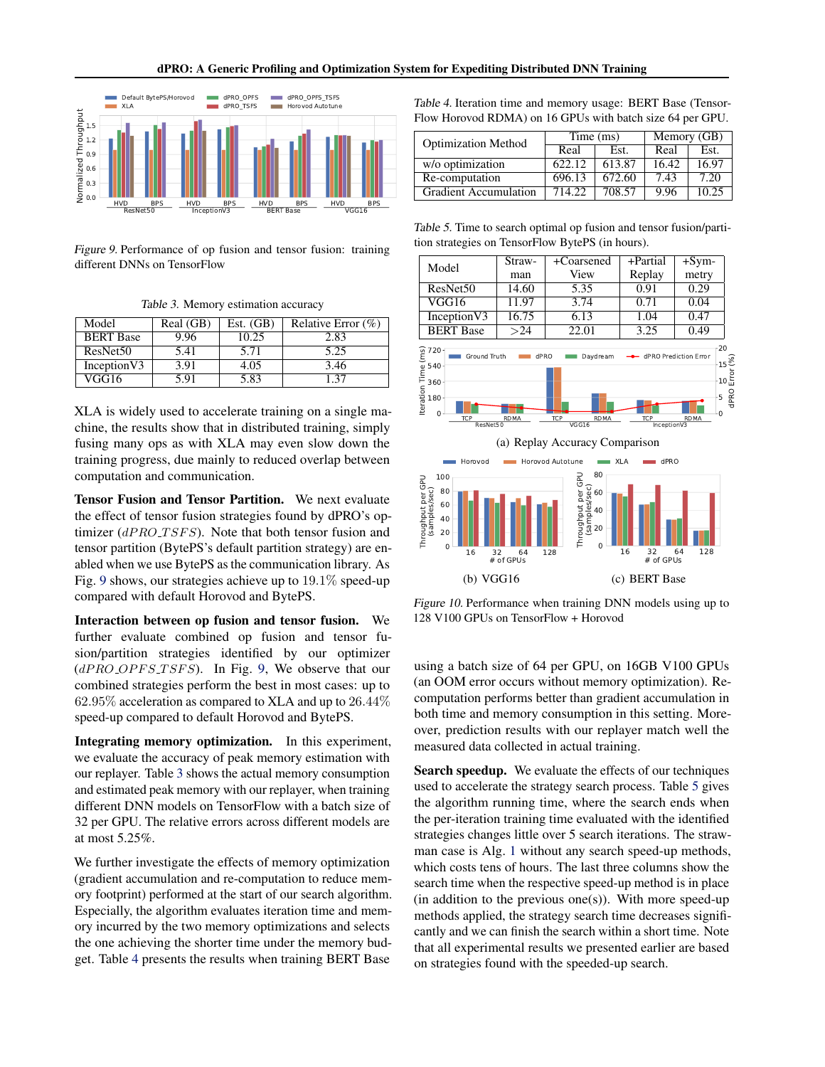Figure 9. Performance of op fusion and tensor fusion: training different DNNs on TensorFlow

Table 3. Memory estimation accuracy

| Model | Real (GB) | Est. (GB) | Relative Error (%) |
|---|---|---|---|
| BERT Base | 9.96 | 10.25 | 2.83 |
| ResNet50 | 5.41 | 5.71 | 5.25 |
| InceptionV3 | 3.91 | 4.05 | 3.46 |
| VGG16 | 5.91 | 5.83 | 1.37 |

XLA is widely used to accelerate training on a single machine, the results show that in distributed training, simply fusing many ops as with XLA may even slow down the training progress, due mainly to reduced overlap between computation and communication.

**Tensor Fusion and Tensor Partition.** We next evaluate the effect of tensor fusion strategies found by dPRO's optimizer ($dPRO\_TSFS$). Note that both tensor fusion and tensor partition (BytePS's default partition strategy) are enabled when we use BytePS as the communication library. As Fig. 9 shows, our strategies achieve up to 19.1% speed-up compared with default Horovod and BytePS.

**Interaction between op fusion and tensor fusion.** We further evaluate combined op fusion and tensor fusion/partition strategies identified by our optimizer ($dPRO\_OPFS\_TSFS$). In Fig. 9, We observe that our combined strategies perform the best in most cases: up to $62.95\%$ acceleration as compared to XLA and up to $26.44\%$ speed-up compared to default Horovod and BytePS.

**Integrating memory optimization.** In this experiment, we evaluate the accuracy of peak memory estimation with our replayer. Table 3 shows the actual memory consumption and estimated peak memory with our replayer, when training different DNN models on TensorFlow with a batch size of 32 per GPU. The relative errors across different models are at most 5.25%.

We further investigate the effects of memory optimization (gradient accumulation and re-computation to reduce memory footprint) performed at the start of our search algorithm. Especially, the algorithm evaluates iteration time and memory incurred by the two memory optimizations and selects the one achieving the shorter time under the memory budget. Table 4 presents the results when training BERT Base using a batch size of 64 per GPU, on 16GB V100 GPUs (an OOM error occurs without memory optimization). Re-computation performs better than gradient accumulation in both time and memory consumption in this setting. Moreover, prediction results with our replayer match well the measured data collected in actual training.

Table 4. Iteration time and memory usage: BERT Base (TensorFlow Horovod RDMA) on 16 GPUs with batch size 64 per GPU.

| Optimization Method | Time (ms) | | Memory (GB) | |
|---|---|---|---|---|
| | Real | Est. | Real | Est. |
| w/o optimization | 622.12 | 613.87 | 16.42 | 16.97 |
| Re-computation | 696.13 | 672.60 | 7.43 | 7.20 |
| Gradient Accumulation | 714.22 | 708.57 | 9.96 | 10.25 |

Table 5. Time to search optimal op fusion and tensor fusion/partition strategies on TensorFlow BytePS (in hours).

| Model | Strawman | +Coarsened View | +Partial Replay | +Symmetry |
|---|---|---|---|---|
| ResNet50 | 14.60 | 5.35 | 0.91 | 0.29 |
| VGG16 | 11.97 | 3.74 | 0.71 | 0.04 |
| InceptionV3 | 16.75 | 6.13 | 1.04 | 0.47 |
| BERT Base | >24 | 22.01 | 3.25 | 0.49 |

(a) Replay Accuracy Comparison

(b) VGG16

(c) BERT Base

Figure 10. Performance when training DNN models using up to 128 V100 GPUs on TensorFlow + Horovod

**Search speedup.** We evaluate the effects of our techniques used to accelerate the strategy search process. Table 5 gives the algorithm running time, where the search ends when the per-iteration training time evaluated with the identified strategies changes little over 5 search iterations. The strawman case is Alg. 1 without any search speed-up methods, which costs tens of hours. The last three columns show the search time when the respective speed-up method is in place (in addition to the previous one(s)). With more speed-up methods applied, the strategy search time decreases significantly and we can finish the search within a short time. Note that all experimental results we presented earlier are based on strategies found with the speeded-up search.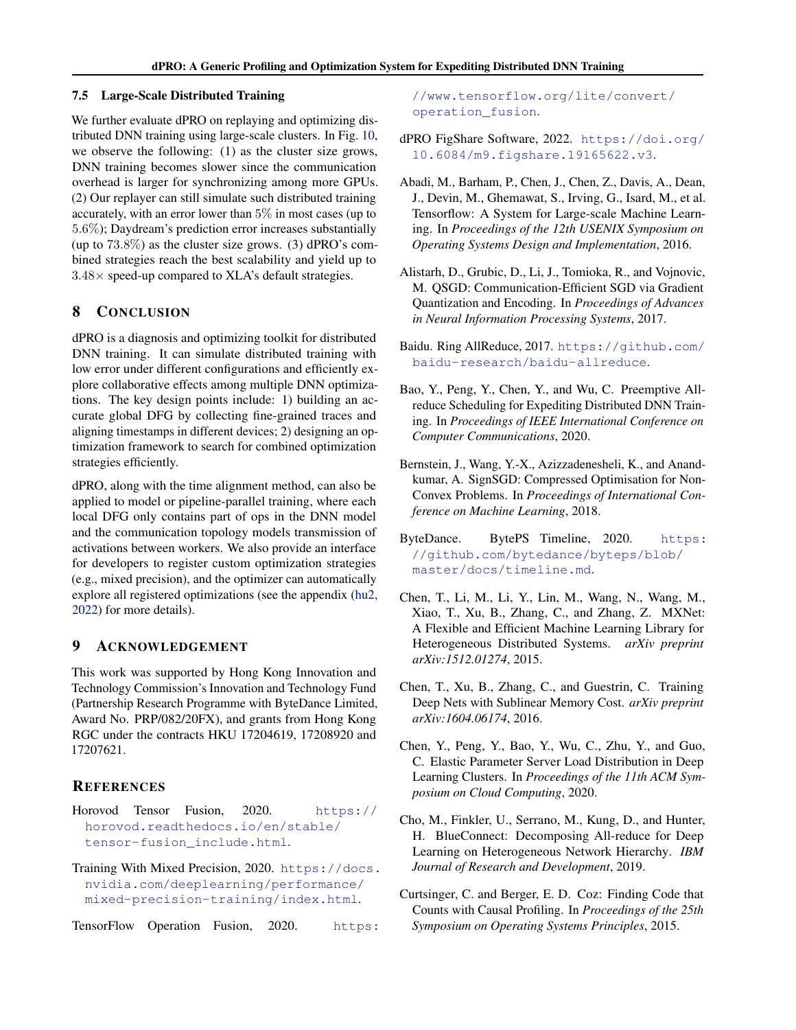### 7.5 Large-Scale Distributed Training

We further evaluate dPRO on replaying and optimizing distributed DNN training using large-scale clusters. In Fig. 10, we observe the following: (1) as the cluster size grows, DNN training becomes slower since the communication overhead is larger for synchronizing among more GPUs. (2) Our replayer can still simulate such distributed training accurately, with an error lower than $5\%$ in most cases (up to $5.6\%$); Daydream's prediction error increases substantially (up to $73.8\%$) as the cluster size grows. (3) dPRO's combined strategies reach the best scalability and yield up to $3.48\times$ speed-up compared to XLA's default strategies.

## 8 Conclusion

dPRO is a diagnosis and optimizing toolkit for distributed DNN training. It can simulate distributed training with low error under different configurations and efficiently explore collaborative effects among multiple DNN optimizations. The key design points include: 1) building an accurate global DFG by collecting fine-grained traces and aligning timestamps in different devices; 2) designing an optimization framework to search for combined optimization strategies efficiently.

dPRO, along with the time alignment method, can also be applied to model or pipeline-parallel training, where each local DFG only contains part of ops in the DNN model and the communication topology models transmission of activations between workers. We also provide an interface for developers to register custom optimization strategies (e.g., mixed precision), and the optimizer can automatically explore all registered optimizations (see the appendix (hu2, 2022) for more details).

## 9 Acknowledgement

This work was supported by Hong Kong Innovation and Technology Commission's Innovation and Technology Fund (Partnership Research Programme with ByteDance Limited, Award No. PRP/082/20FX), and grants from Hong Kong RGC under the contracts HKU 17204619, 17208920 and 17207621.

## References

Horovod Tensor Fusion, 2020. https://horovod.readthedocs.io/en/stable/tensor-fusion_include.html.

Training With Mixed Precision, 2020. https://docs.nvidia.com/deeplearning/performance/mixed-precision-training/index.html.

TensorFlow Operation Fusion, 2020. https://www.tensorflow.org/lite/convert/operation_fusion.

dPRO FigShare Software, 2022. https://doi.org/10.6084/m9.figshare.19165622.v3.

Abadi, M., Barham, P., Chen, J., Chen, Z., Davis, A., Dean, J., Devin, M., Ghemawat, S., Irving, G., Isard, M., et al. Tensorflow: A System for Large-scale Machine Learning. In *Proceedings of the 12th USENIX Symposium on Operating Systems Design and Implementation*, 2016.

Alistarh, D., Grubic, D., Li, J., Tomioka, R., and Vojnovic, M. QSGD: Communication-Efficient SGD via Gradient Quantization and Encoding. In *Proceedings of Advances in Neural Information Processing Systems*, 2017.

Baidu. Ring AllReduce, 2017. https://github.com/baidu-research/baidu-allreduce.

Bao, Y., Peng, Y., Chen, Y., and Wu, C. Preemptive All-reduce Scheduling for Expediting Distributed DNN Training. In *Proceedings of IEEE International Conference on Computer Communications*, 2020.

Bernstein, J., Wang, Y.-X., Azizzadenesheli, K., and Anandkumar, A. SignSGD: Compressed Optimisation for Non-Convex Problems. In *Proceedings of International Conference on Machine Learning*, 2018.

ByteDance. BytePS Timeline, 2020. https://github.com/bytedance/byteps/blob/master/docs/timeline.md.

Chen, T., Li, M., Li, Y., Lin, M., Wang, N., Wang, M., Xiao, T., Xu, B., Zhang, C., and Zhang, Z. MXNet: A Flexible and Efficient Machine Learning Library for Heterogeneous Distributed Systems. *arXiv preprint arXiv:1512.01274*, 2015.

Chen, T., Xu, B., Zhang, C., and Guestrin, C. Training Deep Nets with Sublinear Memory Cost. *arXiv preprint arXiv:1604.06174*, 2016.

Chen, Y., Peng, Y., Bao, Y., Wu, C., Zhu, Y., and Guo, C. Elastic Parameter Server Load Distribution in Deep Learning Clusters. In *Proceedings of the 11th ACM Symposium on Cloud Computing*, 2020.

Cho, M., Finkler, U., Serrano, M., Kung, D., and Hunter, H. BlueConnect: Decomposing All-reduce for Deep Learning on Heterogeneous Network Hierarchy. *IBM Journal of Research and Development*, 2019.

Curtsinger, C. and Berger, E. D. Coz: Finding Code that Counts with Causal Profiling. In *Proceedings of the 25th Symposium on Operating Systems Principles*, 2015.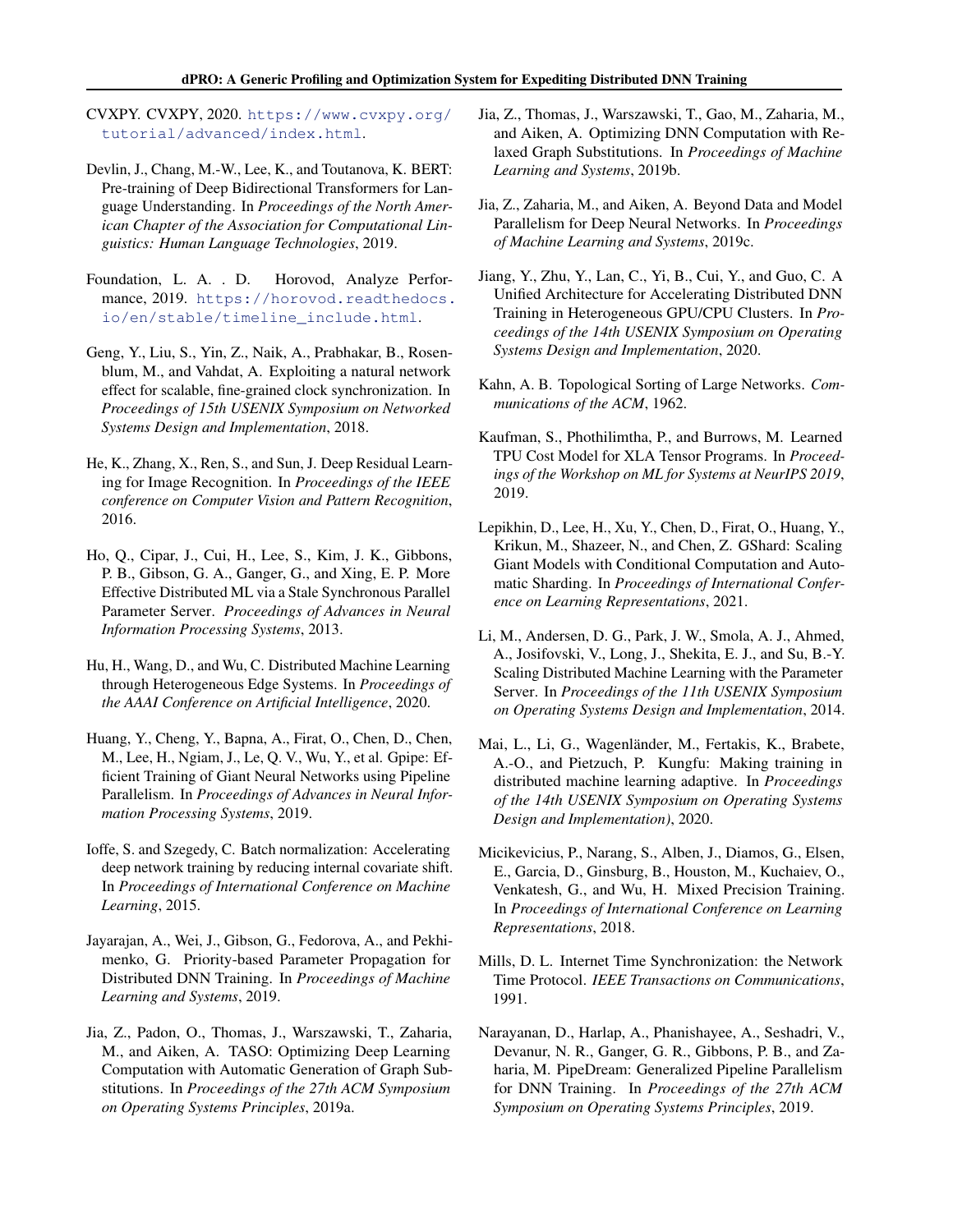CVXPY. CVXPY, 2020. https://www.cvxpy.org/tutorial/advanced/index.html.

Devlin, J., Chang, M.-W., Lee, K., and Toutanova, K. BERT: Pre-training of Deep Bidirectional Transformers for Language Understanding. In *Proceedings of the North American Chapter of the Association for Computational Linguistics: Human Language Technologies*, 2019.

Foundation, L. A. . D. Horovod, Analyze Performance, 2019. https://horovod.readthedocs.io/en/stable/timeline_include.html.

Geng, Y., Liu, S., Yin, Z., Naik, A., Prabhakar, B., Rosenblum, M., and Vahdat, A. Exploiting a natural network effect for scalable, fine-grained clock synchronization. In *Proceedings of 15th USENIX Symposium on Networked Systems Design and Implementation*, 2018.

He, K., Zhang, X., Ren, S., and Sun, J. Deep Residual Learning for Image Recognition. In *Proceedings of the IEEE conference on Computer Vision and Pattern Recognition*, 2016.

Ho, Q., Cipar, J., Cui, H., Lee, S., Kim, J. K., Gibbons, P. B., Gibson, G. A., Ganger, G., and Xing, E. P. More Effective Distributed ML via a Stale Synchronous Parallel Parameter Server. *Proceedings of Advances in Neural Information Processing Systems*, 2013.

Hu, H., Wang, D., and Wu, C. Distributed Machine Learning through Heterogeneous Edge Systems. In *Proceedings of the AAAI Conference on Artificial Intelligence*, 2020.

Huang, Y., Cheng, Y., Bapna, A., Firat, O., Chen, D., Chen, M., Lee, H., Ngiam, J., Le, Q. V., Wu, Y., et al. Gpipe: Efficient Training of Giant Neural Networks using Pipeline Parallelism. In *Proceedings of Advances in Neural Information Processing Systems*, 2019.

Ioffe, S. and Szegedy, C. Batch normalization: Accelerating deep network training by reducing internal covariate shift. In *Proceedings of International Conference on Machine Learning*, 2015.

Jayarajan, A., Wei, J., Gibson, G., Fedorova, A., and Pekhimenko, G. Priority-based Parameter Propagation for Distributed DNN Training. In *Proceedings of Machine Learning and Systems*, 2019.

Jia, Z., Padon, O., Thomas, J., Warszawski, T., Zaharia, M., and Aiken, A. TASO: Optimizing Deep Learning Computation with Automatic Generation of Graph Substitutions. In *Proceedings of the 27th ACM Symposium on Operating Systems Principles*, 2019a.

Jia, Z., Thomas, J., Warszawski, T., Gao, M., Zaharia, M., and Aiken, A. Optimizing DNN Computation with Relaxed Graph Substitutions. In *Proceedings of Machine Learning and Systems*, 2019b.

Jia, Z., Zaharia, M., and Aiken, A. Beyond Data and Model Parallelism for Deep Neural Networks. In *Proceedings of Machine Learning and Systems*, 2019c.

Jiang, Y., Zhu, Y., Lan, C., Yi, B., Cui, Y., and Guo, C. A Unified Architecture for Accelerating Distributed DNN Training in Heterogeneous GPU/CPU Clusters. In *Proceedings of the 14th USENIX Symposium on Operating Systems Design and Implementation*, 2020.

Kahn, A. B. Topological Sorting of Large Networks. *Communications of the ACM*, 1962.

Kaufman, S., Phothilimtha, P., and Burrows, M. Learned TPU Cost Model for XLA Tensor Programs. In *Proceedings of the Workshop on ML for Systems at NeurIPS 2019*, 2019.

Lepikhin, D., Lee, H., Xu, Y., Chen, D., Firat, O., Huang, Y., Krikun, M., Shazeer, N., and Chen, Z. GShard: Scaling Giant Models with Conditional Computation and Automatic Sharding. In *Proceedings of International Conference on Learning Representations*, 2021.

Li, M., Andersen, D. G., Park, J. W., Smola, A. J., Ahmed, A., Josifovski, V., Long, J., Shekita, E. J., and Su, B.-Y. Scaling Distributed Machine Learning with the Parameter Server. In *Proceedings of the 11th USENIX Symposium on Operating Systems Design and Implementation*, 2014.

Mai, L., Li, G., Wagenländer, M., Fertakis, K., Brabete, A.-O., and Pietzuch, P. Kungfu: Making training in distributed machine learning adaptive. In *Proceedings of the 14th USENIX Symposium on Operating Systems Design and Implementation)*, 2020.

Micikevicius, P., Narang, S., Alben, J., Diamos, G., Elsen, E., Garcia, D., Ginsburg, B., Houston, M., Kuchaiev, O., Venkatesh, G., and Wu, H. Mixed Precision Training. In *Proceedings of International Conference on Learning Representations*, 2018.

Mills, D. L. Internet Time Synchronization: the Network Time Protocol. *IEEE Transactions on Communications*, 1991.

Narayanan, D., Harlap, A., Phanishayee, A., Seshadri, V., Devanur, N. R., Ganger, G. R., Gibbons, P. B., and Zaharia, M. PipeDream: Generalized Pipeline Parallelism for DNN Training. In *Proceedings of the 27th ACM Symposium on Operating Systems Principles*, 2019.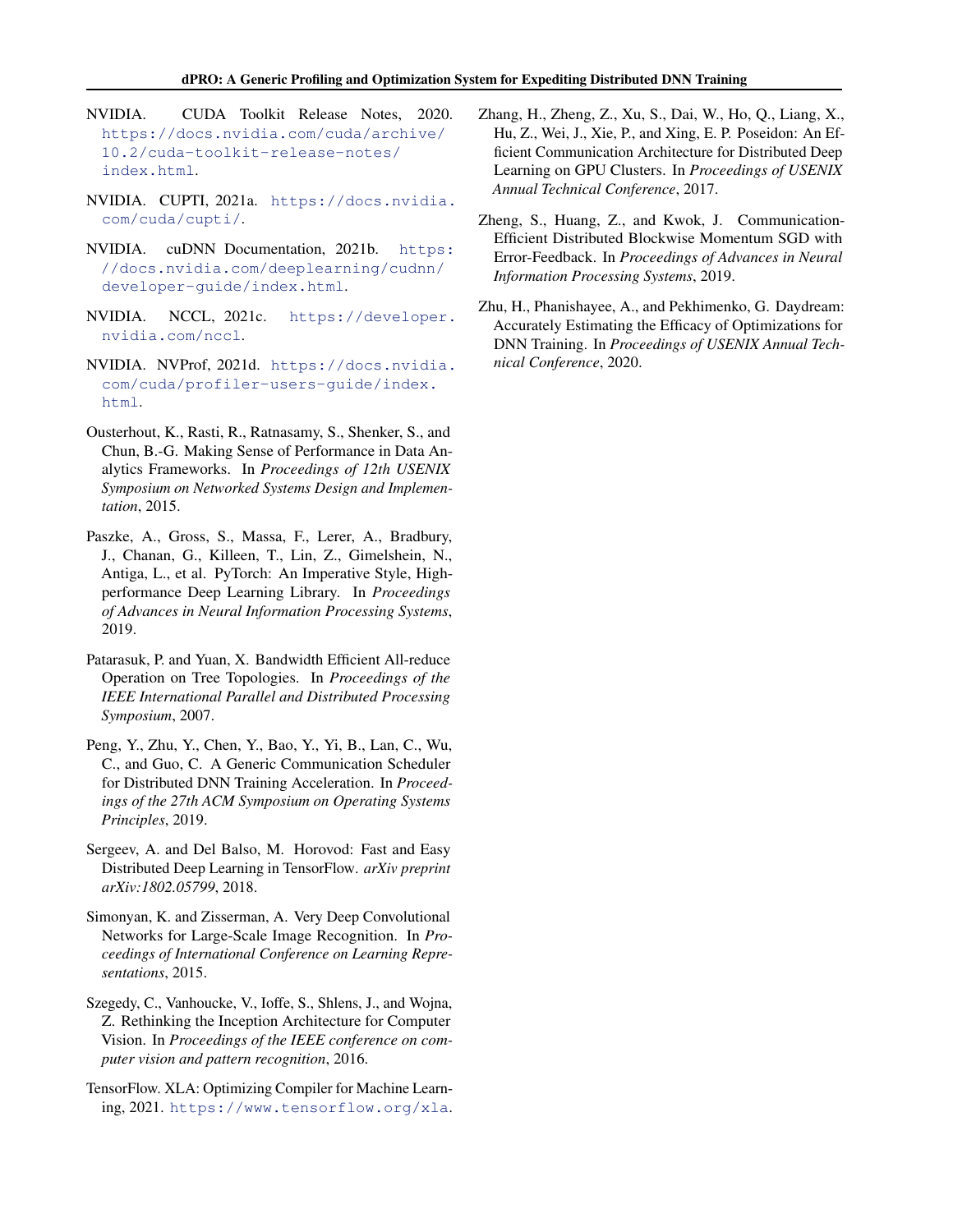NVIDIA. CUDA Toolkit Release Notes, 2020. https://docs.nvidia.com/cuda/archive/10.2/cuda-toolkit-release-notes/index.html.

NVIDIA. CUPTI, 2021a. https://docs.nvidia.com/cuda/cupti/.

NVIDIA. cuDNN Documentation, 2021b. https://docs.nvidia.com/deeplearning/cudnn/developer-guide/index.html.

NVIDIA. NCCL, 2021c. https://developer.nvidia.com/nccl.

NVIDIA. NVProf, 2021d. https://docs.nvidia.com/cuda/profiler-users-guide/index.html.

Ousterhout, K., Rasti, R., Ratnasamy, S., Shenker, S., and Chun, B.-G. Making Sense of Performance in Data Analytics Frameworks. In *Proceedings of 12th USENIX Symposium on Networked Systems Design and Implementation*, 2015.

Paszke, A., Gross, S., Massa, F., Lerer, A., Bradbury, J., Chanan, G., Killeen, T., Lin, Z., Gimelshein, N., Antiga, L., et al. PyTorch: An Imperative Style, High-performance Deep Learning Library. In *Proceedings of Advances in Neural Information Processing Systems*, 2019.

Patarasuk, P. and Yuan, X. Bandwidth Efficient All-reduce Operation on Tree Topologies. In *Proceedings of the IEEE International Parallel and Distributed Processing Symposium*, 2007.

Peng, Y., Zhu, Y., Chen, Y., Bao, Y., Yi, B., Lan, C., Wu, C., and Guo, C. A Generic Communication Scheduler for Distributed DNN Training Acceleration. In *Proceedings of the 27th ACM Symposium on Operating Systems Principles*, 2019.

Sergeev, A. and Del Balso, M. Horovod: Fast and Easy Distributed Deep Learning in TensorFlow. *arXiv preprint arXiv:1802.05799*, 2018.

Simonyan, K. and Zisserman, A. Very Deep Convolutional Networks for Large-Scale Image Recognition. In *Proceedings of International Conference on Learning Representations*, 2015.

Szegedy, C., Vanhoucke, V., Ioffe, S., Shlens, J., and Wojna, Z. Rethinking the Inception Architecture for Computer Vision. In *Proceedings of the IEEE conference on computer vision and pattern recognition*, 2016.

TensorFlow. XLA: Optimizing Compiler for Machine Learning, 2021. https://www.tensorflow.org/xla.

Zhang, H., Zheng, Z., Xu, S., Dai, W., Ho, Q., Liang, X., Hu, Z., Wei, J., Xie, P., and Xing, E. P. Poseidon: An Efficient Communication Architecture for Distributed Deep Learning on GPU Clusters. In *Proceedings of USENIX Annual Technical Conference*, 2017.

Zheng, S., Huang, Z., and Kwok, J. Communication-Efficient Distributed Blockwise Momentum SGD with Error-Feedback. In *Proceedings of Advances in Neural Information Processing Systems*, 2019.

Zhu, H., Phanishayee, A., and Pekhimenko, G. Daydream: Accurately Estimating the Efficacy of Optimizations for DNN Training. In *Proceedings of USENIX Annual Technical Conference*, 2020.